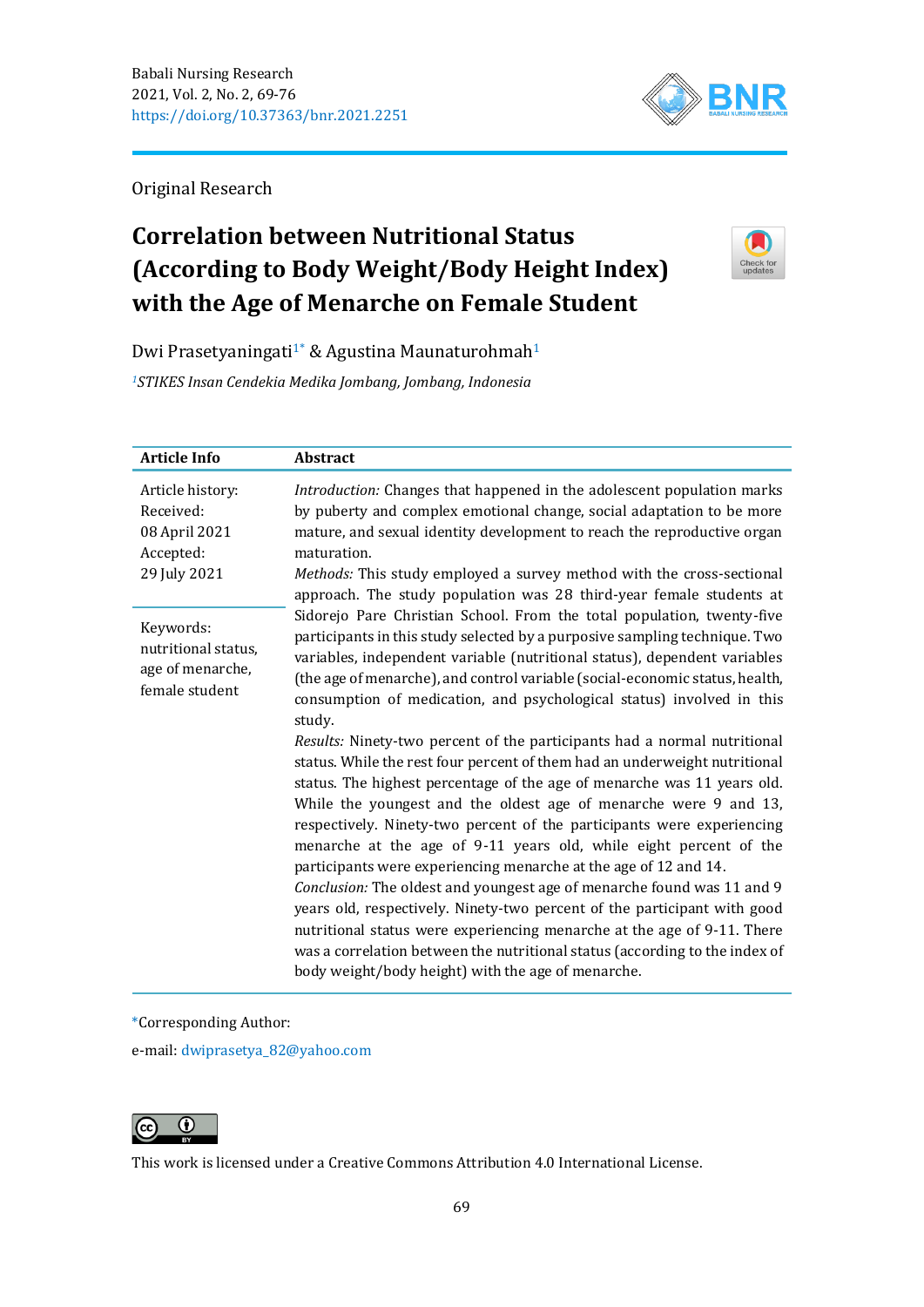Original Research

# Correlation between Nutritional Status (According to Body Weight/Body Height Index) with the Age of Menarche on Female Student

Dwi Prasetyaningati[1*] & Agustina Maunaturohmah[1]

[1]*STIKES Insan Cendekia Medika Jombang, Jombang, Indonesia*

| Article Info | Abstract |
|---|---|
| Article history:<br>Received:<br>08 April 2021<br>Accepted:<br>29 July 2021<br><br>Keywords:<br>nutritional status, age of menarche, female student | *Introduction:* Changes that happened in the adolescent population marks by puberty and complex emotional change, social adaptation to be more mature, and sexual identity development to reach the reproductive organ maturation.<br>*Methods:* This study employed a survey method with the cross-sectional approach. The study population was 28 third-year female students at Sidorejo Pare Christian School. From the total population, twenty-five participants in this study selected by a purposive sampling technique. Two variables, independent variable (nutritional status), dependent variables (the age of menarche), and control variable (social-economic status, health, consumption of medication, and psychological status) involved in this study.<br>*Results:* Ninety-two percent of the participants had a normal nutritional status. While the rest four percent of them had an underweight nutritional status. The highest percentage of the age of menarche was 11 years old. While the youngest and the oldest age of menarche were 9 and 13, respectively. Ninety-two percent of the participants were experiencing menarche at the age of 9-11 years old, while eight percent of the participants were experiencing menarche at the age of 12 and 14.<br>*Conclusion:* The oldest and youngest age of menarche found was 11 and 9 years old, respectively. Ninety-two percent of the participant with good nutritional status were experiencing menarche at the age of 9-11. There was a correlation between the nutritional status (according to the index of body weight/body height) with the age of menarche. |

*Corresponding Author:

e-mail: dwiprasetya_82@yahoo.com

This work is licensed under a Creative Commons Attribution 4.0 International License.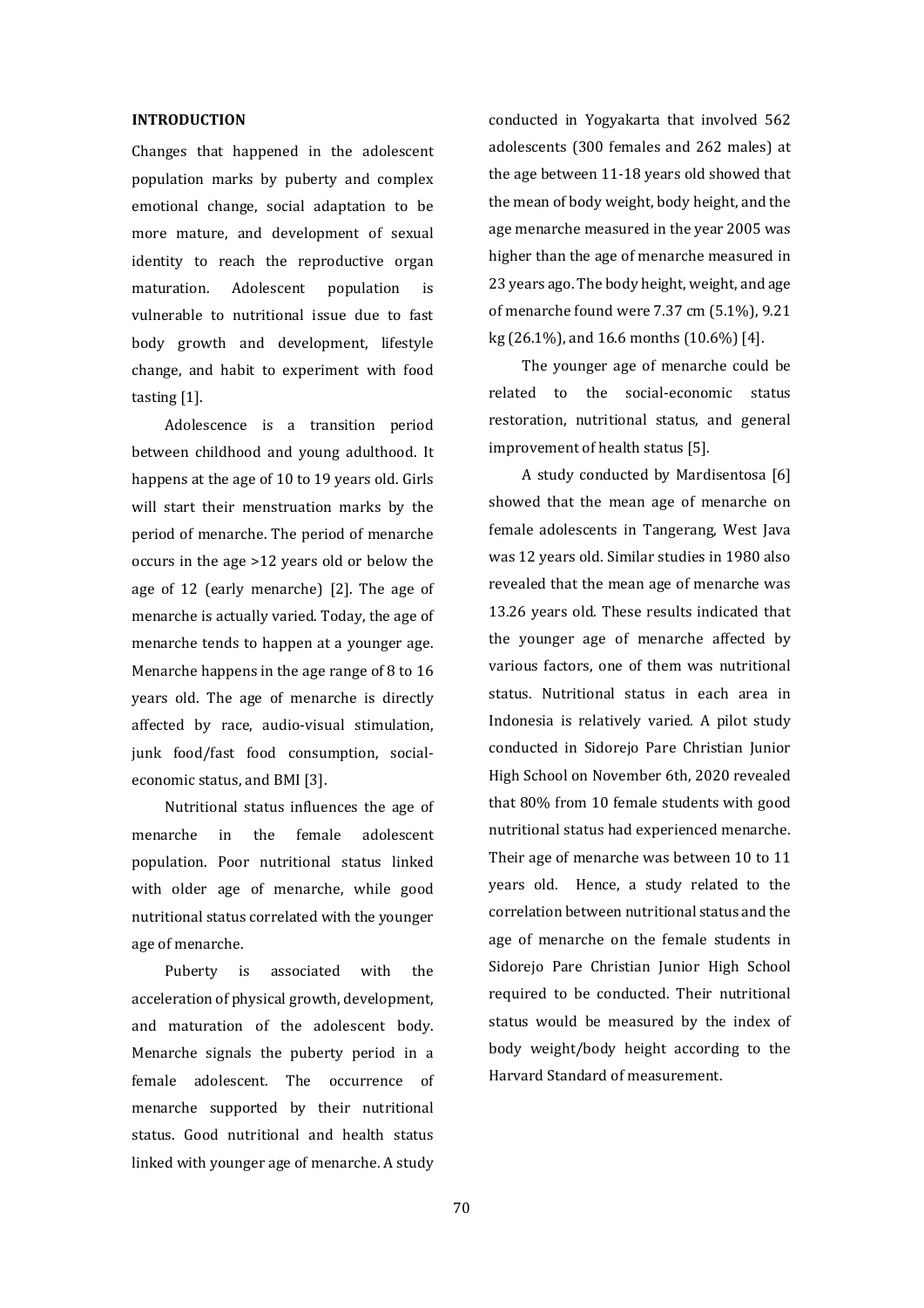## INTRODUCTION

Changes that happened in the adolescent population marks by puberty and complex emotional change, social adaptation to be more mature, and development of sexual identity to reach the reproductive organ maturation. Adolescent population is vulnerable to nutritional issue due to fast body growth and development, lifestyle change, and habit to experiment with food tasting [1].

Adolescence is a transition period between childhood and young adulthood. It happens at the age of 10 to 19 years old. Girls will start their menstruation marks by the period of menarche. The period of menarche occurs in the age >12 years old or below the age of 12 (early menarche) [2]. The age of menarche is actually varied. Today, the age of menarche tends to happen at a younger age. Menarche happens in the age range of 8 to 16 years old. The age of menarche is directly affected by race, audio-visual stimulation, junk food/fast food consumption, social-economic status, and BMI [3].

Nutritional status influences the age of menarche in the female adolescent population. Poor nutritional status linked with older age of menarche, while good nutritional status correlated with the younger age of menarche.

Puberty is associated with the acceleration of physical growth, development, and maturation of the adolescent body. Menarche signals the puberty period in a female adolescent. The occurrence of menarche supported by their nutritional status. Good nutritional and health status linked with younger age of menarche. A study conducted in Yogyakarta that involved 562 adolescents (300 females and 262 males) at the age between 11-18 years old showed that the mean of body weight, body height, and the age menarche measured in the year 2005 was higher than the age of menarche measured in 23 years ago. The body height, weight, and age of menarche found were 7.37 cm (5.1%), 9.21 kg (26.1%), and 16.6 months (10.6%) [4].

The younger age of menarche could be related to the social-economic status restoration, nutritional status, and general improvement of health status [5].

A study conducted by Mardisentosa [6] showed that the mean age of menarche on female adolescents in Tangerang, West Java was 12 years old. Similar studies in 1980 also revealed that the mean age of menarche was 13.26 years old. These results indicated that the younger age of menarche affected by various factors, one of them was nutritional status. Nutritional status in each area in Indonesia is relatively varied. A pilot study conducted in Sidorejo Pare Christian Junior High School on November 6th, 2020 revealed that 80% from 10 female students with good nutritional status had experienced menarche. Their age of menarche was between 10 to 11 years old. Hence, a study related to the correlation between nutritional status and the age of menarche on the female students in Sidorejo Pare Christian Junior High School required to be conducted. Their nutritional status would be measured by the index of body weight/body height according to the Harvard Standard of measurement.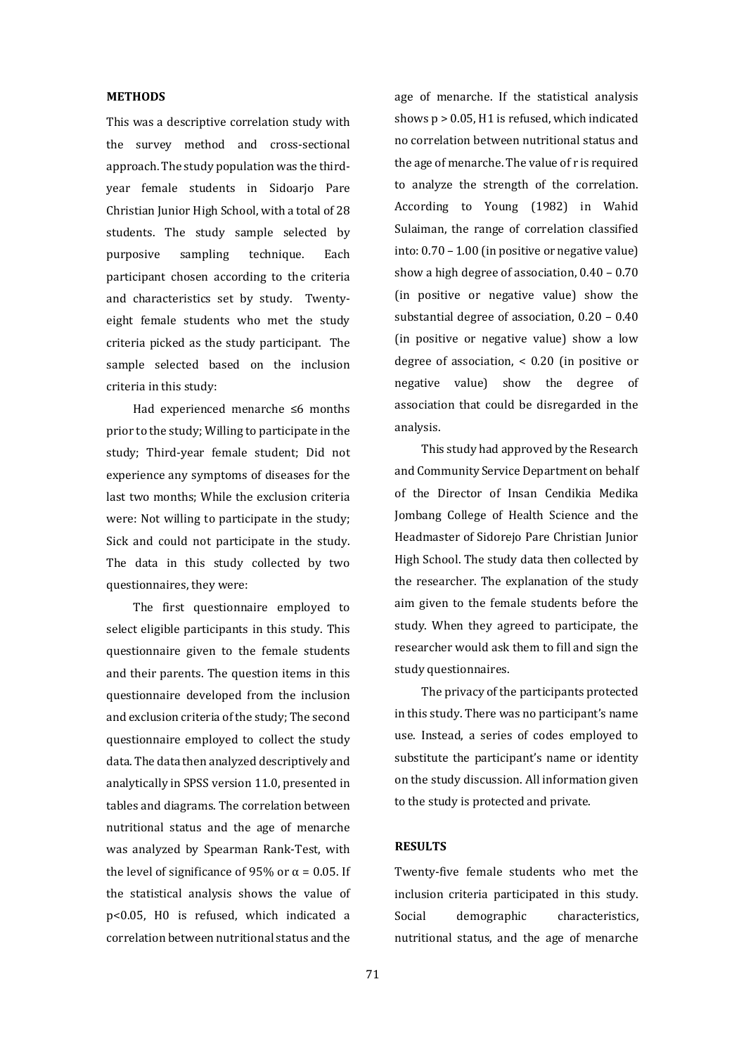## METHODS

This was a descriptive correlation study with the survey method and cross-sectional approach. The study population was the third-year female students in Sidoarjo Pare Christian Junior High School, with a total of 28 students. The study sample selected by purposive sampling technique. Each participant chosen according to the criteria and characteristics set by study. Twenty-eight female students who met the study criteria picked as the study participant. The sample selected based on the inclusion criteria in this study:

Had experienced menarche ≤6 months prior to the study; Willing to participate in the study; Third-year female student; Did not experience any symptoms of diseases for the last two months; While the exclusion criteria were: Not willing to participate in the study; Sick and could not participate in the study. The data in this study collected by two questionnaires, they were:

The first questionnaire employed to select eligible participants in this study. This questionnaire given to the female students and their parents. The question items in this questionnaire developed from the inclusion and exclusion criteria of the study; The second questionnaire employed to collect the study data. The data then analyzed descriptively and analytically in SPSS version 11.0, presented in tables and diagrams. The correlation between nutritional status and the age of menarche was analyzed by Spearman Rank-Test, with the level of significance of 95% or $\alpha = 0.05$. If the statistical analysis shows the value of $p<0.05$, H0 is refused, which indicated a correlation between nutritional status and the age of menarche. If the statistical analysis shows $p > 0.05$, H1 is refused, which indicated no correlation between nutritional status and the age of menarche. The value of r is required to analyze the strength of the correlation. According to Young (1982) in Wahid Sulaiman, the range of correlation classified into: 0.70 – 1.00 (in positive or negative value) show a high degree of association, 0.40 – 0.70 (in positive or negative value) show the substantial degree of association, 0.20 – 0.40 (in positive or negative value) show a low degree of association, < 0.20 (in positive or negative value) show the degree of association that could be disregarded in the analysis.

This study had approved by the Research and Community Service Department on behalf of the Director of Insan Cendikia Medika Jombang College of Health Science and the Headmaster of Sidorejo Pare Christian Junior High School. The study data then collected by the researcher. The explanation of the study aim given to the female students before the study. When they agreed to participate, the researcher would ask them to fill and sign the study questionnaires.

The privacy of the participants protected in this study. There was no participant's name use. Instead, a series of codes employed to substitute the participant's name or identity on the study discussion. All information given to the study is protected and private.

## RESULTS

Twenty-five female students who met the inclusion criteria participated in this study. Social demographic characteristics, nutritional status, and the age of menarche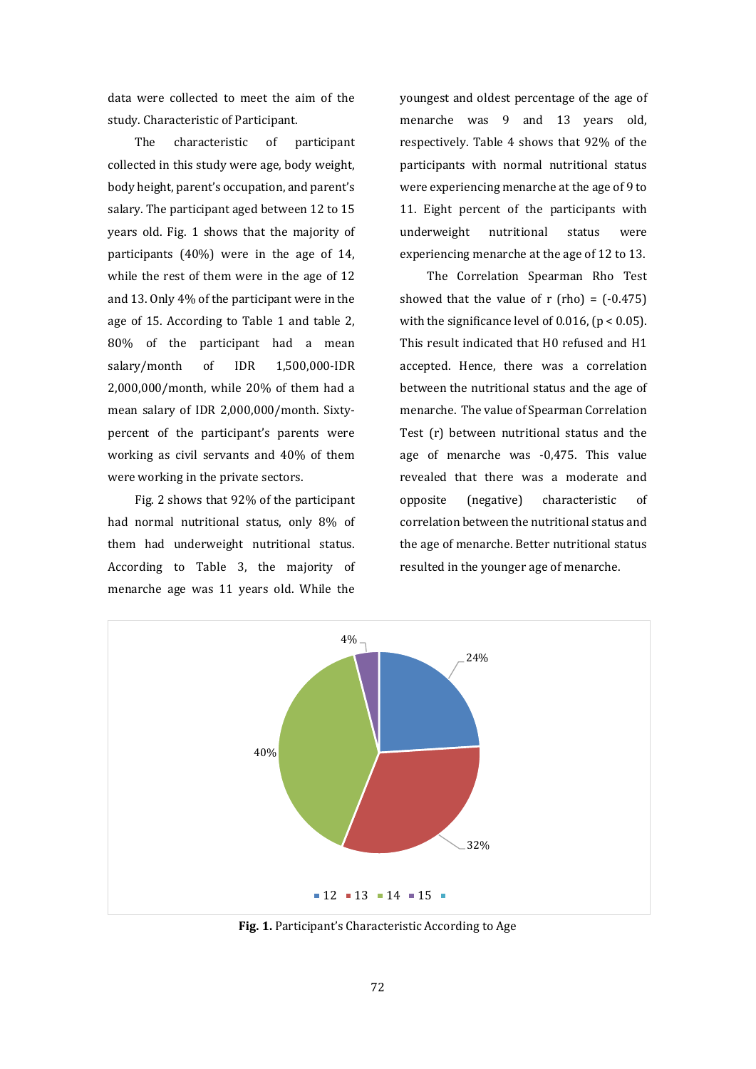data were collected to meet the aim of the study. Characteristic of Participant.

The characteristic of participant collected in this study were age, body weight, body height, parent's occupation, and parent's salary. The participant aged between 12 to 15 years old. Fig. 1 shows that the majority of participants (40%) were in the age of 14, while the rest of them were in the age of 12 and 13. Only 4% of the participant were in the age of 15. According to Table 1 and table 2, 80% of the participant had a mean salary/month of IDR 1,500,000-IDR 2,000,000/month, while 20% of them had a mean salary of IDR 2,000,000/month. Sixty-percent of the participant's parents were working as civil servants and 40% of them were working in the private sectors.

Fig. 2 shows that 92% of the participant had normal nutritional status, only 8% of them had underweight nutritional status. According to Table 3, the majority of menarche age was 11 years old. While the youngest and oldest percentage of the age of menarche was 9 and 13 years old, respectively. Table 4 shows that 92% of the participants with normal nutritional status were experiencing menarche at the age of 9 to 11. Eight percent of the participants with underweight nutritional status were experiencing menarche at the age of 12 to 13.

The Correlation Spearman Rho Test showed that the value of r (rho) = (-0.475) with the significance level of 0.016, ($p < 0.05$). This result indicated that H0 refused and H1 accepted. Hence, there was a correlation between the nutritional status and the age of menarche. The value of Spearman Correlation Test (r) between nutritional status and the age of menarche was -0,475. This value revealed that there was a moderate and opposite (negative) characteristic of correlation between the nutritional status and the age of menarche. Better nutritional status resulted in the younger age of menarche.

**Fig. 1.** Participant's Characteristic According to Age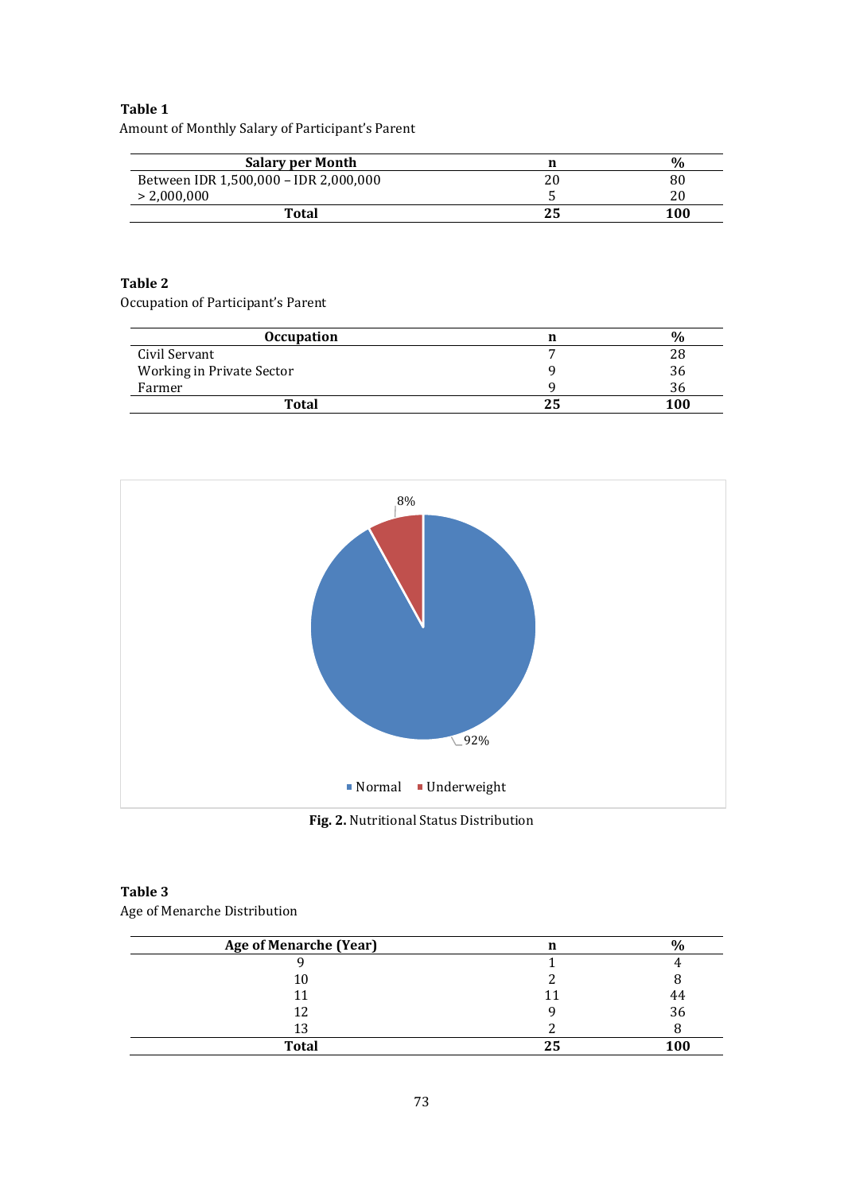**Table 1**
Amount of Monthly Salary of Participant's Parent

| Salary per Month | n | % |
|---|---|---|
| Between IDR 1,500,000 – IDR 2,000,000 | 20 | 80 |
| > 2,000,000 | 5 | 20 |
| **Total** | **25** | **100** |

**Table 2**
Occupation of Participant's Parent

| Occupation | n | % |
|---|---|---|
| Civil Servant | 7 | 28 |
| Working in Private Sector | 9 | 36 |
| Farmer | 9 | 36 |
| **Total** | **25** | **100** |

8%

92%

Normal ■ Underweight

**Fig. 2.** Nutritional Status Distribution

**Table 3**
Age of Menarche Distribution

| Age of Menarche (Year) | n | % |
|---|---|---|
| 9 | 1 | 4 |
| 10 | 2 | 8 |
| 11 | 11 | 44 |
| 12 | 9 | 36 |
| 13 | 2 | 8 |
| **Total** | **25** | **100** |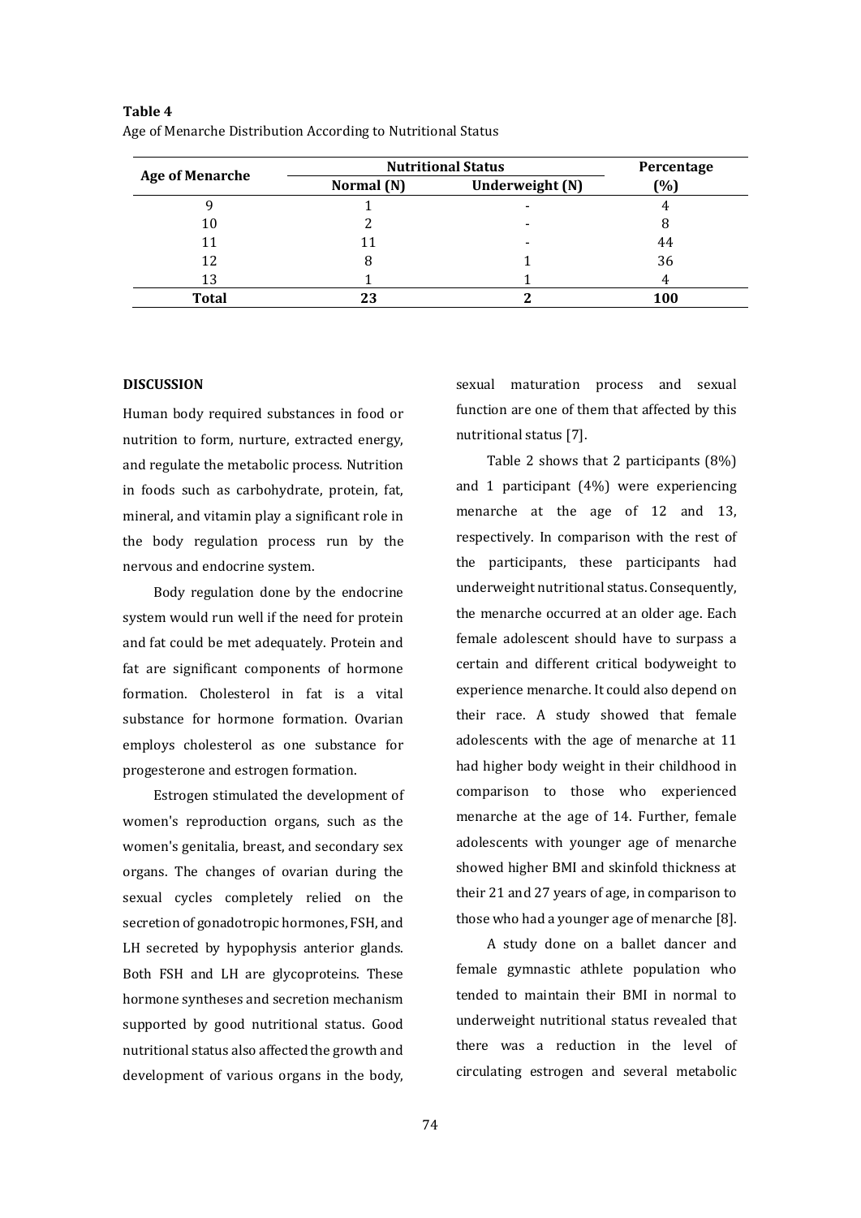**Table 4**
Age of Menarche Distribution According to Nutritional Status

| Age of Menarche | Nutritional Status | | Percentage |
|---|---|---|---|
| | Normal (N) | Underweight (N) | (%) |
| 9 | 1 | - | 4 |
| 10 | 2 | - | 8 |
| 11 | 11 | - | 44 |
| 12 | 8 | 1 | 36 |
| 13 | 1 | 1 | 4 |
| **Total** | **23** | **2** | **100** |

## DISCUSSION

Human body required substances in food or nutrition to form, nurture, extracted energy, and regulate the metabolic process. Nutrition in foods such as carbohydrate, protein, fat, mineral, and vitamin play a significant role in the body regulation process run by the nervous and endocrine system.

Body regulation done by the endocrine system would run well if the need for protein and fat could be met adequately. Protein and fat are significant components of hormone formation. Cholesterol in fat is a vital substance for hormone formation. Ovarian employs cholesterol as one substance for progesterone and estrogen formation.

Estrogen stimulated the development of women's reproduction organs, such as the women's genitalia, breast, and secondary sex organs. The changes of ovarian during the sexual cycles completely relied on the secretion of gonadotropic hormones, FSH, and LH secreted by hypophysis anterior glands. Both FSH and LH are glycoproteins. These hormone syntheses and secretion mechanism supported by good nutritional status. Good nutritional status also affected the growth and development of various organs in the body, sexual maturation process and sexual function are one of them that affected by this nutritional status [7].

Table 2 shows that 2 participants (8%) and 1 participant (4%) were experiencing menarche at the age of 12 and 13, respectively. In comparison with the rest of the participants, these participants had underweight nutritional status. Consequently, the menarche occurred at an older age. Each female adolescent should have to surpass a certain and different critical bodyweight to experience menarche. It could also depend on their race. A study showed that female adolescents with the age of menarche at 11 had higher body weight in their childhood in comparison to those who experienced menarche at the age of 14. Further, female adolescents with younger age of menarche showed higher BMI and skinfold thickness at their 21 and 27 years of age, in comparison to those who had a younger age of menarche [8].

A study done on a ballet dancer and female gymnastic athlete population who tended to maintain their BMI in normal to underweight nutritional status revealed that there was a reduction in the level of circulating estrogen and several metabolic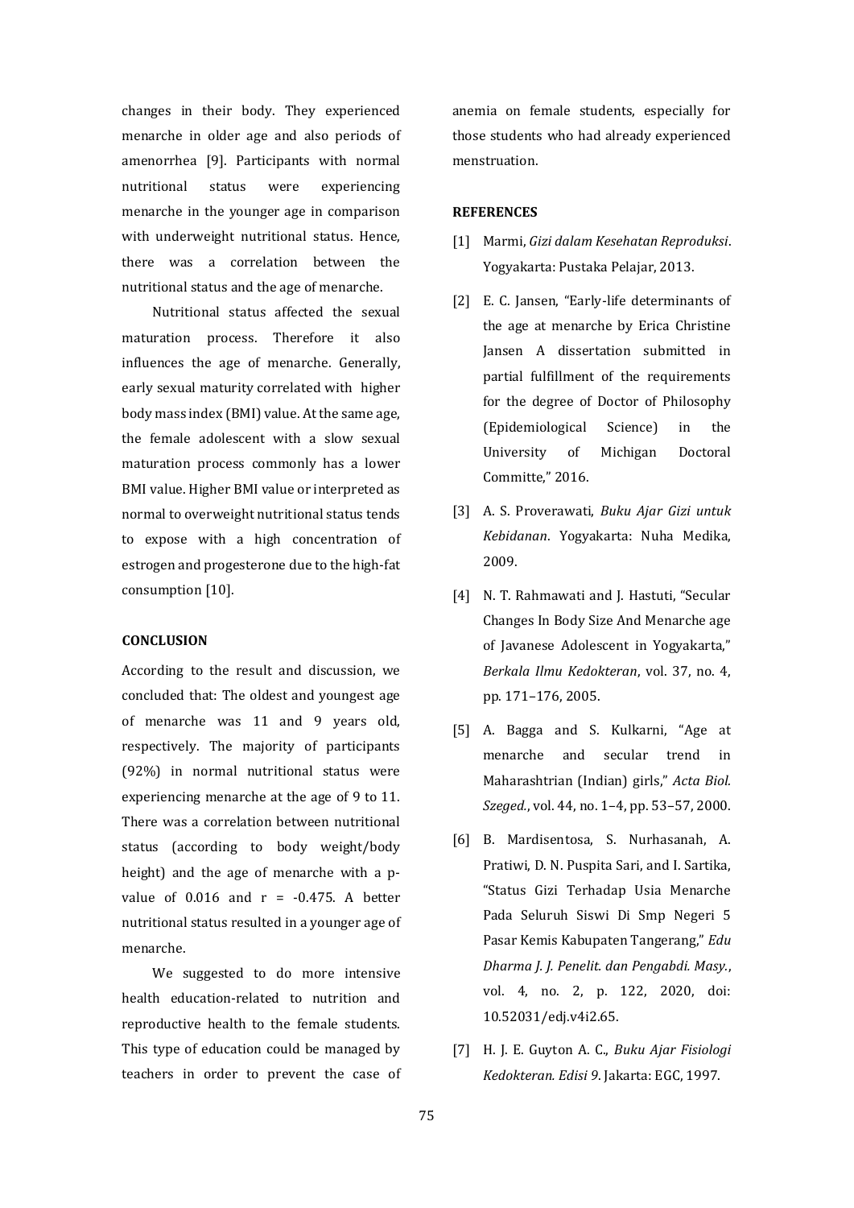changes in their body. They experienced menarche in older age and also periods of amenorrhea [9]. Participants with normal nutritional status were experiencing menarche in the younger age in comparison with underweight nutritional status. Hence, there was a correlation between the nutritional status and the age of menarche.

Nutritional status affected the sexual maturation process. Therefore it also influences the age of menarche. Generally, early sexual maturity correlated with higher body mass index (BMI) value. At the same age, the female adolescent with a slow sexual maturation process commonly has a lower BMI value. Higher BMI value or interpreted as normal to overweight nutritional status tends to expose with a high concentration of estrogen and progesterone due to the high-fat consumption [10].

## CONCLUSION

According to the result and discussion, we concluded that: The oldest and youngest age of menarche was 11 and 9 years old, respectively. The majority of participants (92%) in normal nutritional status were experiencing menarche at the age of 9 to 11. There was a correlation between nutritional status (according to body weight/body height) and the age of menarche with a p-value of 0.016 and $r = -0.475$. A better nutritional status resulted in a younger age of menarche.

We suggested to do more intensive health education-related to nutrition and reproductive health to the female students. This type of education could be managed by teachers in order to prevent the case of anemia on female students, especially for those students who had already experienced menstruation.

## REFERENCES

[1] Marmi, *Gizi dalam Kesehatan Reproduksi*. Yogyakarta: Pustaka Pelajar, 2013.

[2] E. C. Jansen, "Early-life determinants of the age at menarche by Erica Christine Jansen A dissertation submitted in partial fulfillment of the requirements for the degree of Doctor of Philosophy (Epidemiological Science) in the University of Michigan Doctoral Committe," 2016.

[3] A. S. Proverawati, *Buku Ajar Gizi untuk Kebidanan*. Yogyakarta: Nuha Medika, 2009.

[4] N. T. Rahmawati and J. Hastuti, "Secular Changes In Body Size And Menarche age of Javanese Adolescent in Yogyakarta," *Berkala Ilmu Kedokteran*, vol. 37, no. 4, pp. 171–176, 2005.

[5] A. Bagga and S. Kulkarni, "Age at menarche and secular trend in Maharashtrian (Indian) girls," *Acta Biol. Szeged.*, vol. 44, no. 1–4, pp. 53–57, 2000.

[6] B. Mardisentosa, S. Nurhasanah, A. Pratiwi, D. N. Puspita Sari, and I. Sartika, "Status Gizi Terhadap Usia Menarche Pada Seluruh Siswi Di Smp Negeri 5 Pasar Kemis Kabupaten Tangerang," *Edu Dharma J. J. Penelit. dan Pengabdi. Masy.*, vol. 4, no. 2, p. 122, 2020, doi: 10.52031/edj.v4i2.65.

[7] H. J. E. Guyton A. C., *Buku Ajar Fisiologi Kedokteran. Edisi 9*. Jakarta: EGC, 1997.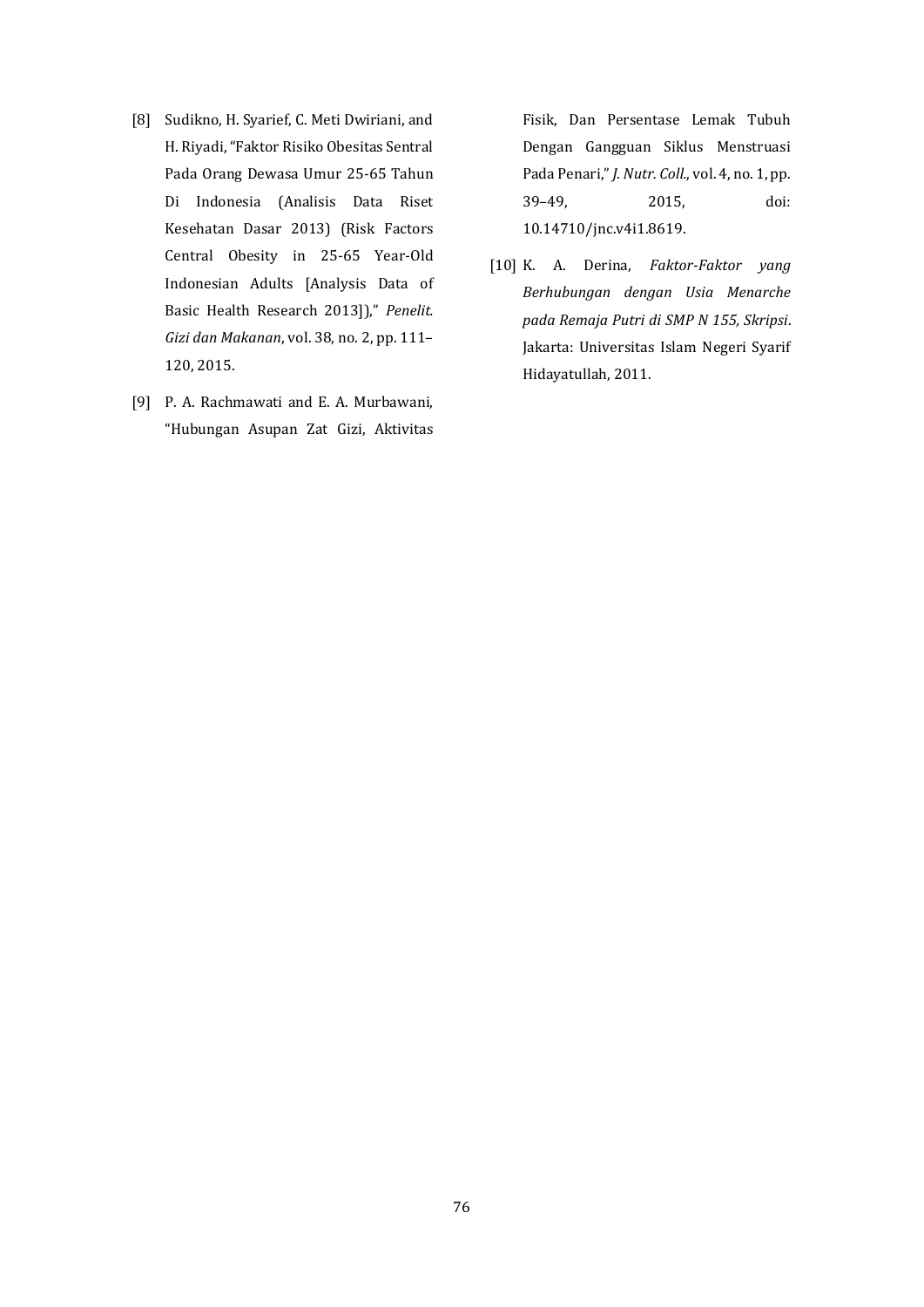[8] Sudikno, H. Syarief, C. Meti Dwiriani, and H. Riyadi, "Faktor Risiko Obesitas Sentral Pada Orang Dewasa Umur 25-65 Tahun Di Indonesia (Analisis Data Riset Kesehatan Dasar 2013) (Risk Factors Central Obesity in 25-65 Year-Old Indonesian Adults [Analysis Data of Basic Health Research 2013])," *Penelit. Gizi dan Makanan*, vol. 38, no. 2, pp. 111–120, 2015.

[9] P. A. Rachmawati and E. A. Murbawani, "Hubungan Asupan Zat Gizi, Aktivitas Fisik, Dan Persentase Lemak Tubuh Dengan Gangguan Siklus Menstruasi Pada Penari," *J. Nutr. Coll.*, vol. 4, no. 1, pp. 39–49, 2015, doi: 10.14710/jnc.v4i1.8619.

[10] K. A. Derina, *Faktor-Faktor yang Berhubungan dengan Usia Menarche pada Remaja Putri di SMP N 155, Skripsi*. Jakarta: Universitas Islam Negeri Syarif Hidayatullah, 2011.